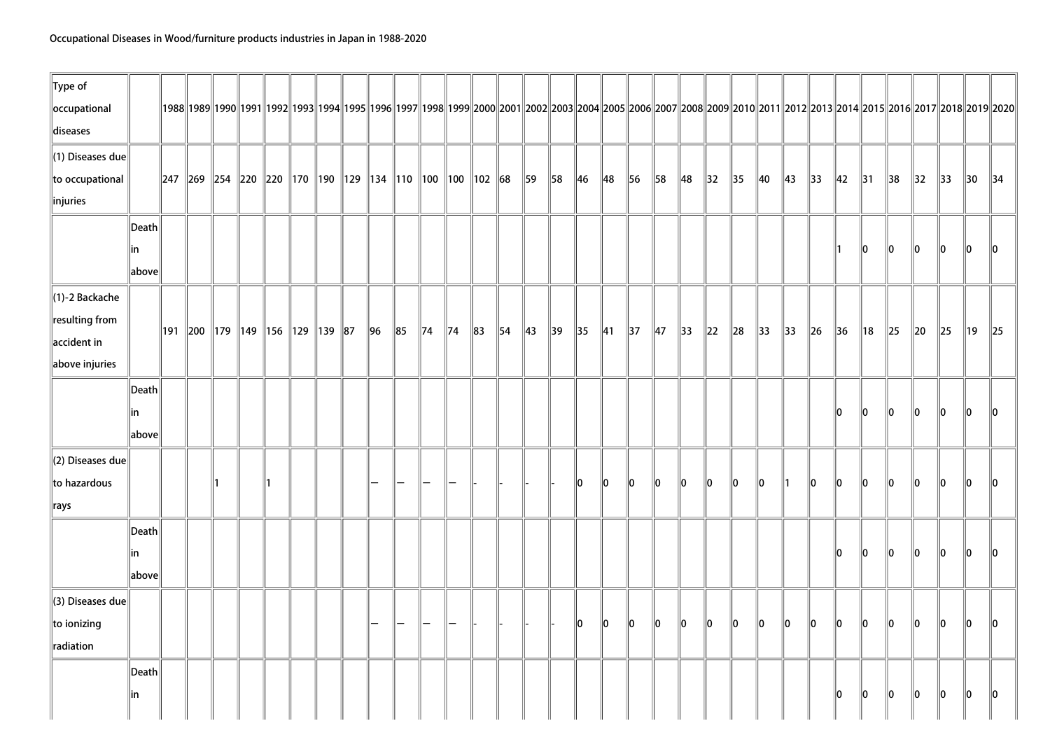Occupational Diseases in Wood/furniture products industries in Japan in 1988-2020

| Type of occupational diseases | | 1988 | 1989 | 1990 | 1991 | 1992 | 1993 | 1994 | 1995 | 1996 | 1997 | 1998 | 1999 | 2000 | 2001 | 2002 | 2003 | 2004 | 2005 | 2006 | 2007 | 2008 | 2009 | 2010 | 2011 | 2012 | 2013 | 2014 | 2015 | 2016 | 2017 | 2018 | 2019 | 2020 |
|---|---|---|---|---|---|---|---|---|---|---|---|---|---|---|---|---|---|---|---|---|---|---|---|---|---|---|---|---|---|---|---|---|---|---|
| (1) Diseases due to occupational injuries | | 247 | 269 | 254 | 220 | 220 | 170 | 190 | 129 | 134 | 110 | 100 | 100 | 102 | 68 | 59 | 58 | 46 | 48 | 56 | 58 | 48 | 32 | 35 | 40 | 43 | 33 | 42 | 31 | 38 | 32 | 33 | 30 | 34 |
| | Death in above | | | | | | | | | | | | | | | | | | | | | | | | | | | 1 | 0 | 0 | 0 | 0 | 0 | 0 |
| (1)-2 Backache resulting from accident in above injuries | | 191 | 200 | 179 | 149 | 156 | 129 | 139 | 87 | 96 | 85 | 74 | 74 | 83 | 54 | 43 | 39 | 35 | 41 | 37 | 47 | 33 | 22 | 28 | 33 | 33 | 26 | 36 | 18 | 25 | 20 | 25 | 19 | 25 |
| | Death in above | | | | | | | | | | | | | | | | | | | | | | | | | | | 0 | 0 | 0 | 0 | 0 | 0 | 0 |
| (2) Diseases due to hazardous rays | | | | 1 | | 1 | | | | — | — | — | — | - | - | - | - | 0 | 0 | 0 | 0 | 0 | 0 | 0 | 0 | 1 | 0 | 0 | 0 | 0 | 0 | 0 | 0 | 0 |
| | Death in above | | | | | | | | | | | | | | | | | | | | | | | | | | | 0 | 0 | 0 | 0 | 0 | 0 | 0 |
| (3) Diseases due to ionizing radiation | | | | | | | | | | — | — | — | — | - | - | - | - | 0 | 0 | 0 | 0 | 0 | 0 | 0 | 0 | 0 | 0 | 0 | 0 | 0 | 0 | 0 | 0 | 0 |
| | Death in | | | | | | | | | | | | | | | | | | | | | | | | | | | 0 | 0 | 0 | 0 | 0 | 0 | 0 |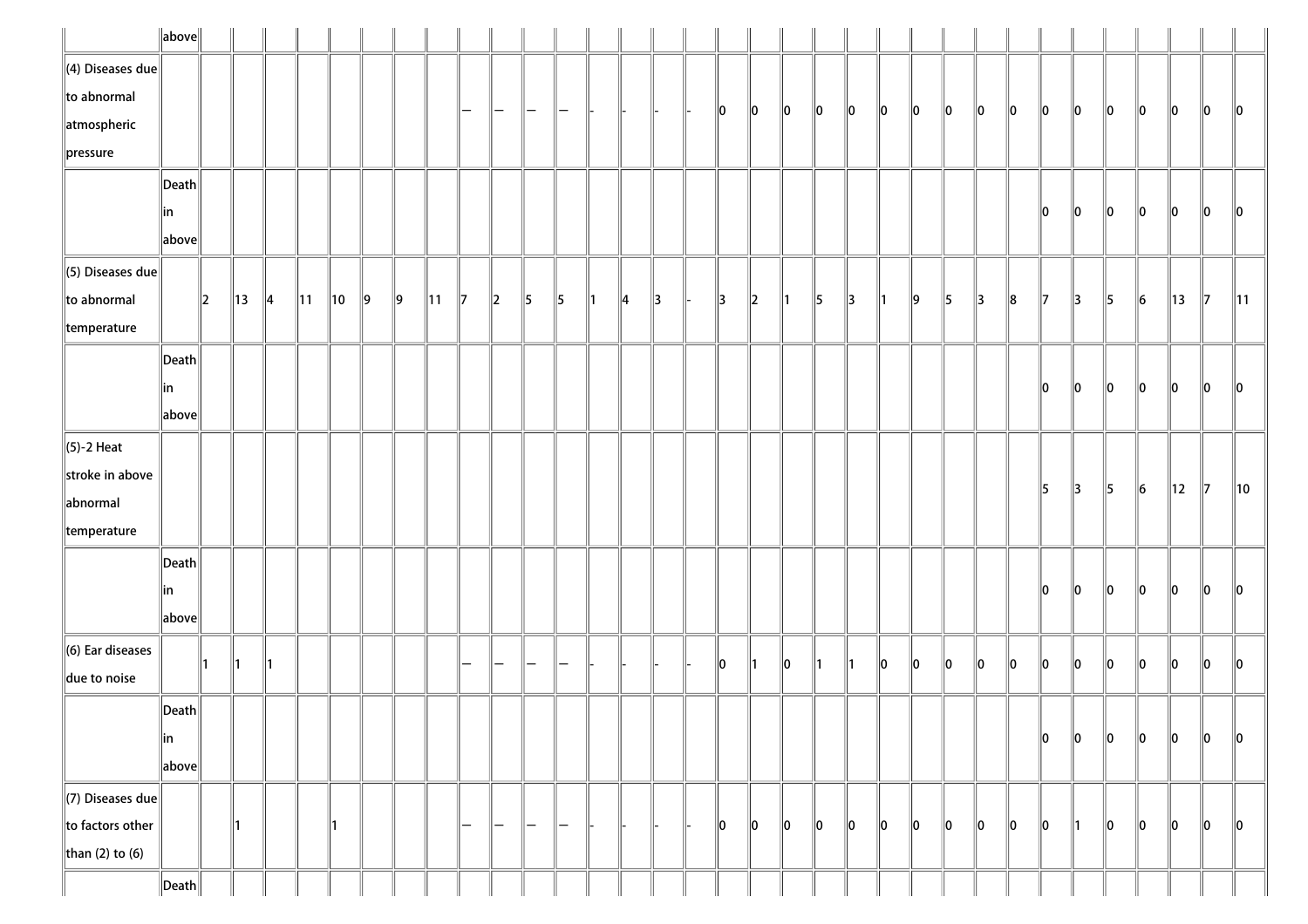| | above | | | | | | | | | | | | | | | | | | | | | | | | | | | | | | | | | |
|---|---|---|---|---|---|---|---|---|---|---|---|---|---|---|---|---|---|---|---|---|---|---|---|---|---|---|---|---|---|---|---|---|---|---|
| (4) Diseases due to abnormal atmospheric pressure | | | | | | | | | | — | — | — | — | - | - | - | - | 0 | 0 | 0 | 0 | 0 | 0 | 0 | 0 | 0 | 0 | 0 | 0 | 0 | 0 | 0 | 0 | 0 |
| | Death in above | | | | | | | | | | | | | | | | | | | | | | | | | | | 0 | 0 | 0 | 0 | 0 | 0 | 0 |
| (5) Diseases due to abnormal temperature | | 2 | 13 | 4 | 11 | 10 | 9 | 9 | 11 | 7 | 2 | 5 | 5 | 1 | 4 | 3 | - | 3 | 2 | 1 | 5 | 3 | 1 | 9 | 5 | 3 | 8 | 7 | 3 | 5 | 6 | 13 | 7 | 11 |
| | Death in above | | | | | | | | | | | | | | | | | | | | | | | | | | | 0 | 0 | 0 | 0 | 0 | 0 | 0 |
| (5)-2 Heat stroke in above abnormal temperature | | | | | | | | | | | | | | | | | | | | | | | | | | | | 5 | 3 | 5 | 6 | 12 | 7 | 10 |
| | Death in above | | | | | | | | | | | | | | | | | | | | | | | | | | | 0 | 0 | 0 | 0 | 0 | 0 | 0 |
| (6) Ear diseases due to noise | | 1 | 1 | 1 | | | | | | — | — | — | — | - | - | - | - | 0 | 1 | 0 | 1 | 1 | 0 | 0 | 0 | 0 | 0 | 0 | 0 | 0 | 0 | 0 | 0 | 0 |
| | Death in above | | | | | | | | | | | | | | | | | | | | | | | | | | | 0 | 0 | 0 | 0 | 0 | 0 | 0 |
| (7) Diseases due to factors other than (2) to (6) | | | 1 | | | 1 | | | | — | — | — | — | - | - | - | - | 0 | 0 | 0 | 0 | 0 | 0 | 0 | 0 | 0 | 0 | 0 | 1 | 0 | 0 | 0 | 0 | 0 |
| | Death | | | | | | | | | | | | | | | | | | | | | | | | | | | | | | | | | |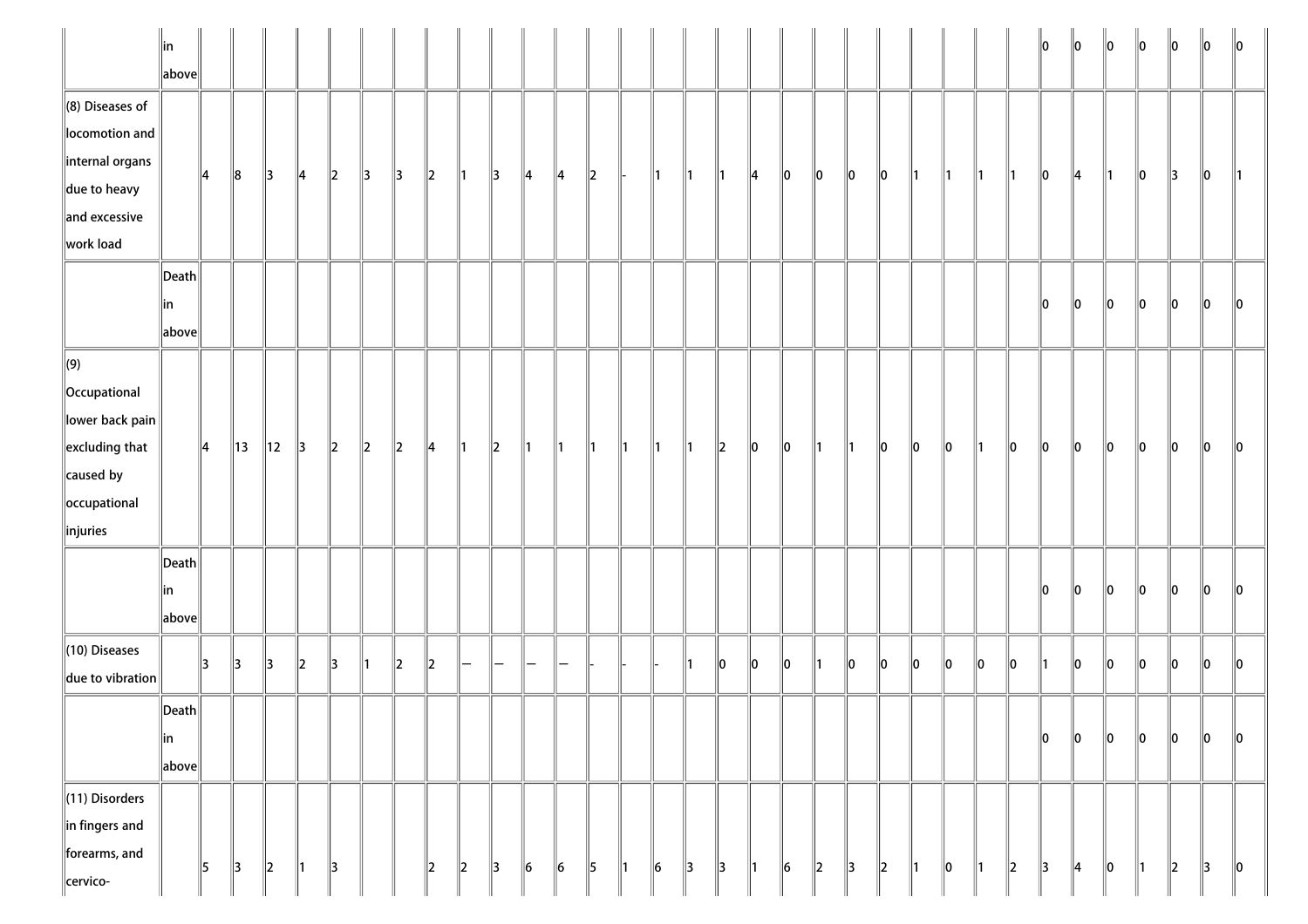| | | | | | | | | | | | | | | | | | | | | | | | | | | | | | | | | | | |
|---|---|---|---|---|---|---|---|---|---|---|---|---|---|---|---|---|---|---|---|---|---|---|---|---|---|---|---|---|---|---|---|---|---|---|
| | in above | | | | | | | | | | | | | | | | | | | | | | | | | | | 0 | 0 | 0 | 0 | 0 | 0 | 0 |
| (8) Diseases of locomotion and internal organs due to heavy and excessive work load | | 4 | 8 | 3 | 4 | 2 | 3 | 3 | 2 | 1 | 3 | 4 | 4 | 2 | - | 1 | 1 | 1 | 4 | 0 | 0 | 0 | 0 | 1 | 1 | 1 | 1 | 0 | 4 | 1 | 0 | 3 | 0 | 1 |
| | Death in above | | | | | | | | | | | | | | | | | | | | | | | | | | | 0 | 0 | 0 | 0 | 0 | 0 | 0 |
| (9) Occupational lower back pain excluding that caused by occupational injuries | | 4 | 13 | 12 | 3 | 2 | 2 | 2 | 4 | 1 | 2 | 1 | 1 | 1 | 1 | 1 | 1 | 2 | 0 | 0 | 1 | 1 | 0 | 0 | 0 | 1 | 0 | 0 | 0 | 0 | 0 | 0 | 0 | 0 |
| | Death in above | | | | | | | | | | | | | | | | | | | | | | | | | | | 0 | 0 | 0 | 0 | 0 | 0 | 0 |
| (10) Diseases due to vibration | | 3 | 3 | 3 | 2 | 3 | 1 | 2 | 2 | — | — | — | — | - | - | - | 1 | 0 | 0 | 0 | 1 | 0 | 0 | 0 | 0 | 0 | 0 | 1 | 0 | 0 | 0 | 0 | 0 | 0 |
| | Death in above | | | | | | | | | | | | | | | | | | | | | | | | | | | 0 | 0 | 0 | 0 | 0 | 0 | 0 |
| (11) Disorders in fingers and forearms, and cervico- | | 5 | 3 | 2 | 1 | 3 | | | 2 | 2 | 3 | 6 | 6 | 5 | 1 | 6 | 3 | 3 | 1 | 6 | 2 | 3 | 2 | 1 | 0 | 1 | 2 | 3 | 4 | 0 | 1 | 2 | 3 | 0 |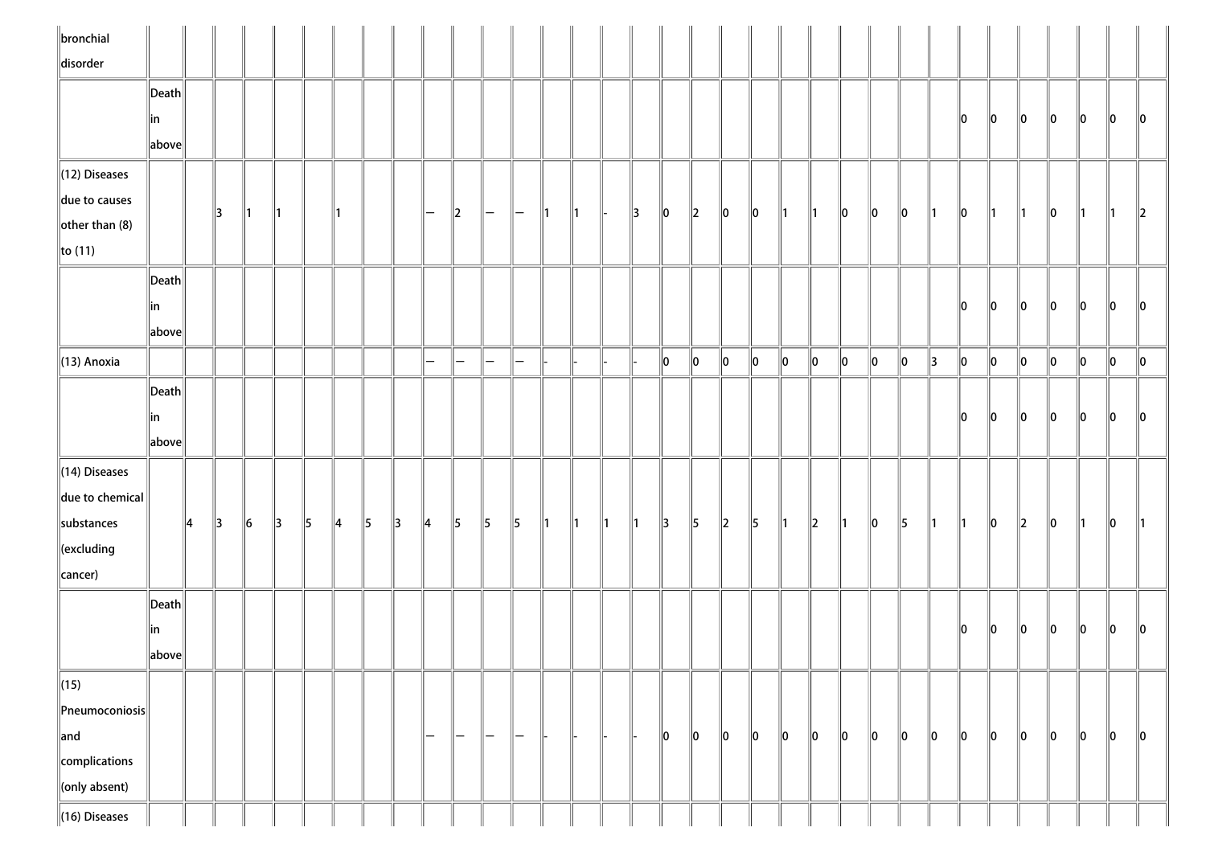| | | | | | | | | | | | | | | | | | | | | | | | | | | | | | | | | | | |
|---|---|---|---|---|---|---|---|---|---|---|---|---|---|---|---|---|---|---|---|---|---|---|---|---|---|---|---|---|---|---|---|---|---|---|
| bronchial disorder | | | | | | | | | | | | | | | | | | | | | | | | | | | | | | | | | | |
| | Death in above | | | | | | | | | | | | | | | | | | | | | | | | | | 0 | 0 | 0 | 0 | 0 | 0 | 0 |
| (12) Diseases due to causes other than (8) to (11) | | | 3 | 1 | 1 | | 1 | | | — | 2 | — | — | 1 | 1 | - | 3 | 0 | 2 | 0 | 0 | 1 | 1 | 0 | 0 | 0 | 1 | 0 | 1 | 1 | 0 | 1 | 1 | 2 |
| | Death in above | | | | | | | | | | | | | | | | | | | | | | | | | | 0 | 0 | 0 | 0 | 0 | 0 | 0 |
| (13) Anoxia | | | | | | | | | | — | — | — | — | - | - | - | - | 0 | 0 | 0 | 0 | 0 | 0 | 0 | 0 | 0 | 3 | 0 | 0 | 0 | 0 | 0 | 0 | 0 |
| | Death in above | | | | | | | | | | | | | | | | | | | | | | | | | | 0 | 0 | 0 | 0 | 0 | 0 | 0 |
| (14) Diseases due to chemical substances (excluding cancer) | | 4 | 3 | 6 | 3 | 5 | 4 | 5 | 3 | 4 | 5 | 5 | 5 | 1 | 1 | 1 | 1 | 3 | 5 | 2 | 5 | 1 | 2 | 1 | 0 | 5 | 1 | 1 | 0 | 2 | 0 | 1 | 0 | 1 |
| | Death in above | | | | | | | | | | | | | | | | | | | | | | | | | | 0 | 0 | 0 | 0 | 0 | 0 | 0 |
| (15) Pneumoconiosis and complications (only absent) | | | | | | | | | | — | — | — | — | - | - | - | - | 0 | 0 | 0 | 0 | 0 | 0 | 0 | 0 | 0 | 0 | 0 | 0 | 0 | 0 | 0 | 0 | 0 |
| (16) Diseases | | | | | | | | | | | | | | | | | | | | | | | | | | | | | | | | | | |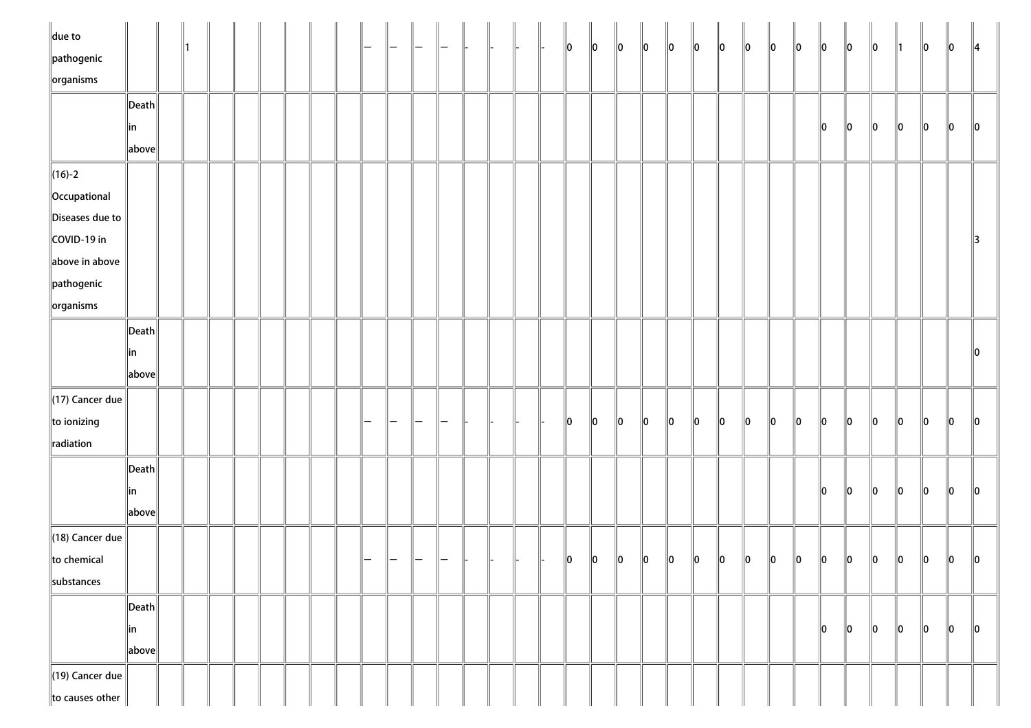| | | | | | | | | | | | | | | | | | | | | | | | | | | | | | | | | | | |
|---|---|---|---|---|---|---|---|---|---|---|---|---|---|---|---|---|---|---|---|---|---|---|---|---|---|---|---|---|---|---|---|---|---|---|
| due to pathogenic organisms | | | 1 | | | | | | | — | — | — | — | - | - | - | - | 0 | 0 | 0 | 0 | 0 | 0 | 0 | 0 | 0 | 0 | 0 | 0 | 0 | 1 | 0 | 0 | 4 |
| | Death in above | | | | | | | | | | | | | | | | | | | | | | | | | | | 0 | 0 | 0 | 0 | 0 | 0 | 0 |
| (16)-2 Occupational Diseases due to COVID-19 in above in above pathogenic organisms | | | | | | | | | | | | | | | | | | | | | | | | | | | | | | | | | | 3 |
| | Death in above | | | | | | | | | | | | | | | | | | | | | | | | | | | | | | | | | 0 |
| (17) Cancer due to ionizing radiation | | | | | | | | | | — | — | — | — | - | - | - | - | 0 | 0 | 0 | 0 | 0 | 0 | 0 | 0 | 0 | 0 | 0 | 0 | 0 | 0 | 0 | 0 | 0 |
| | Death in above | | | | | | | | | | | | | | | | | | | | | | | | | | | 0 | 0 | 0 | 0 | 0 | 0 | 0 |
| (18) Cancer due to chemical substances | | | | | | | | | | — | — | — | — | - | - | - | - | 0 | 0 | 0 | 0 | 0 | 0 | 0 | 0 | 0 | 0 | 0 | 0 | 0 | 0 | 0 | 0 | 0 |
| | Death in above | | | | | | | | | | | | | | | | | | | | | | | | | | | 0 | 0 | 0 | 0 | 0 | 0 | 0 |
| (19) Cancer due to causes other | | | | | | | | | | | | | | | | | | | | | | | | | | | | | | | | | | |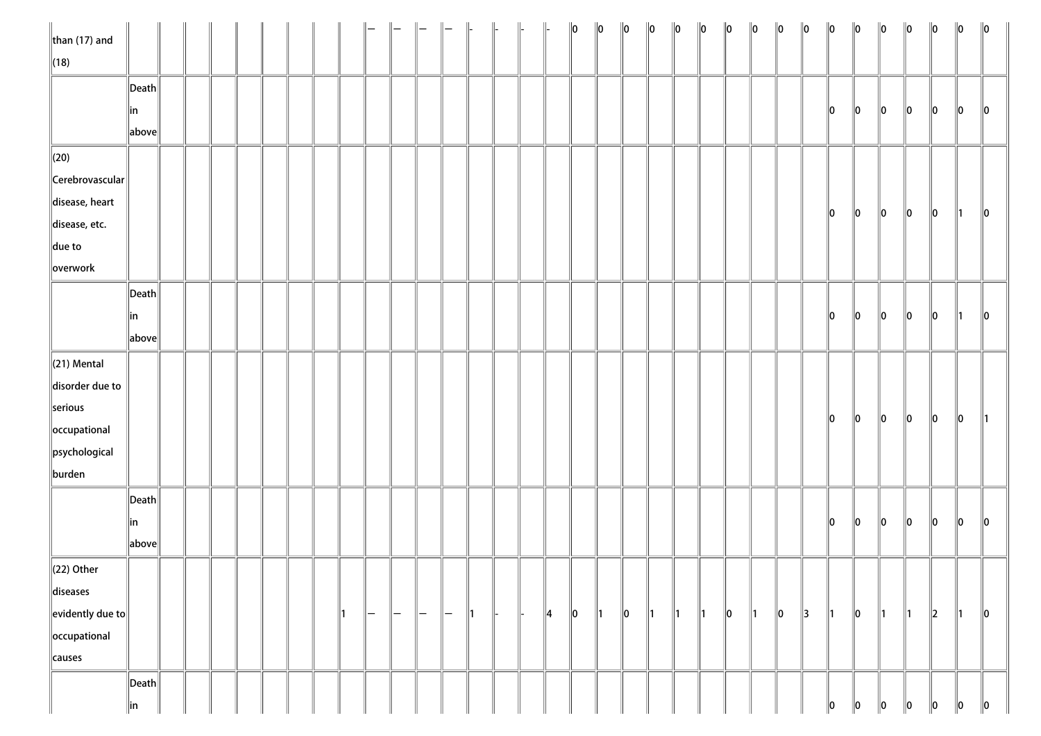| | | | | | | | | | | | | | | | | | | | | | | | | | | | | | | | | | | |
|---|---|---|---|---|---|---|---|---|---|---|---|---|---|---|---|---|---|---|---|---|---|---|---|---|---|---|---|---|---|---|---|---|---|---|
| than (17) and (18) | | | | | | | | | | — | — | — | — | - | - | - | - | 0 | 0 | 0 | 0 | 0 | 0 | 0 | 0 | 0 | 0 | 0 | 0 | 0 | 0 | 0 | 0 | 0 |
| | Death in above | | | | | | | | | | | | | | | | | | | | | | | | | | | 0 | 0 | 0 | 0 | 0 | 0 | 0 |
| (20) Cerebrovascular disease, heart disease, etc. due to overwork | | | | | | | | | | | | | | | | | | | | | | | | | | | | 0 | 0 | 0 | 0 | 0 | 1 | 0 |
| | Death in above | | | | | | | | | | | | | | | | | | | | | | | | | | | 0 | 0 | 0 | 0 | 0 | 1 | 0 |
| (21) Mental disorder due to serious occupational psychological burden | | | | | | | | | | | | | | | | | | | | | | | | | | | | 0 | 0 | 0 | 0 | 0 | 0 | 1 |
| | Death in above | | | | | | | | | | | | | | | | | | | | | | | | | | | 0 | 0 | 0 | 0 | 0 | 0 | 0 |
| (22) Other diseases evidently due to occupational causes | | | | | | | | | 1 | — | — | — | — | 1 | - | - | 4 | 0 | 1 | 0 | 1 | 1 | 1 | 0 | 1 | 0 | 3 | 1 | 0 | 1 | 1 | 2 | 1 | 0 |
| | Death in | | | | | | | | | | | | | | | | | | | | | | | | | | | 0 | 0 | 0 | 0 | 0 | 0 | 0 |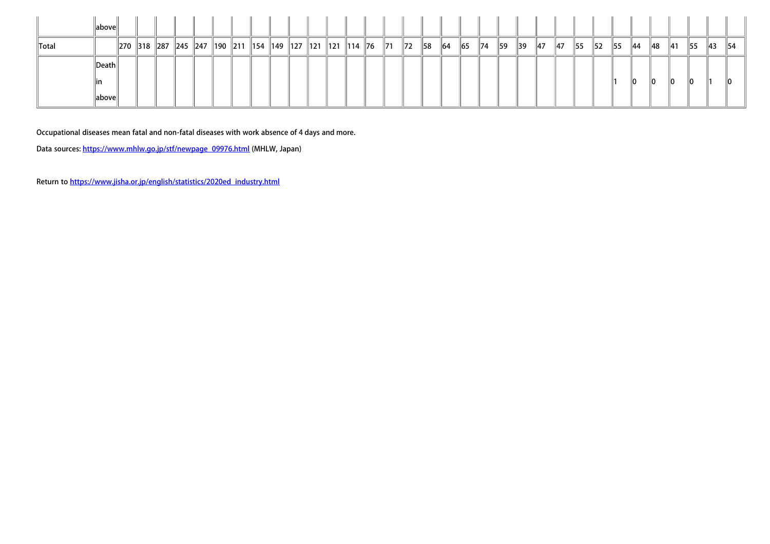| | | | | | | | | | | | | | | | | | | | | | | | | | | | | | | | | | | |
|---|---|---|---|---|---|---|---|---|---|---|---|---|---|---|---|---|---|---|---|---|---|---|---|---|---|---|---|---|---|---|---|---|---|---|
| | above | | | | | | | | | | | | | | | | | | | | | | | | | | | | | | | | | |
| Total | | 270 | 318 | 287 | 245 | 247 | 190 | 211 | 154 | 149 | 127 | 121 | 121 | 114 | 76 | 71 | 72 | 58 | 64 | 65 | 74 | 59 | 39 | 47 | 47 | 55 | 52 | 55 | 44 | 48 | 41 | 55 | 43 | 54 |
| | Death in above | | | | | | | | | | | | | | | | | | | | | | | | | | | 1 | 0 | 0 | 0 | 0 | 1 | 0 |

Occupational diseases mean fatal and non-fatal diseases with work absence of 4 days and more.

Data sources: https://www.mhlw.go.jp/stf/newpage_09976.html (MHLW, Japan)

Return to https://www.jisha.or.jp/english/statistics/2020ed_industry.html